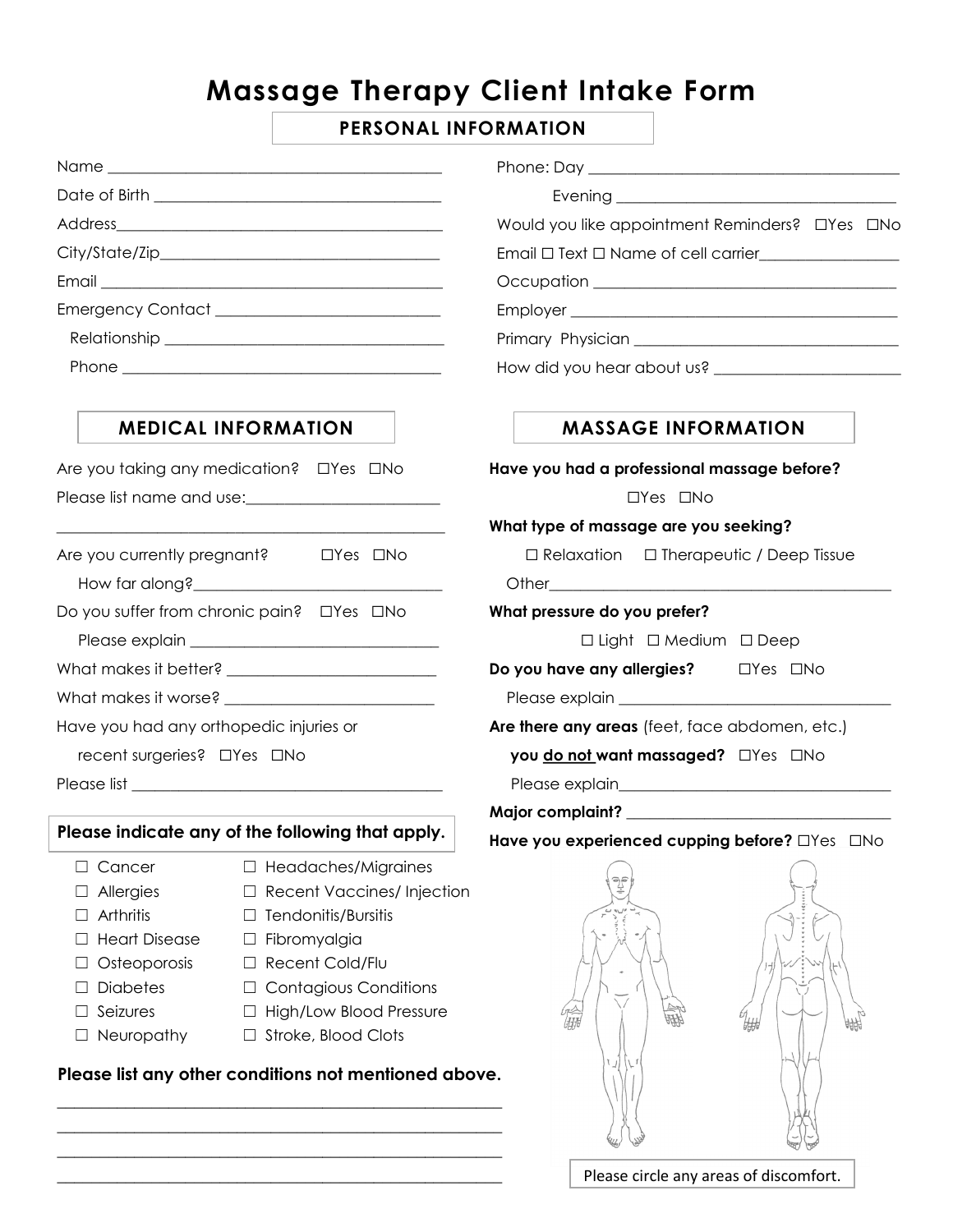# Massage Therapy Client Intake Form

## PERSONAL INFORMATION

Name ________________________________________

Date of Birth ________________________________

Address_______________________________________

City/State/Zip________________________________

Email ________________________________________

Emergency Contact ____________________________

Relationship _________________________________

Phone ________________________________________

Phone: Day ___________________________________

Evening ______________________________________

Would you like appointment Reminders? ☐Yes ☐No

Email ☐ Text ☐ Name of cell carrier_______________

Occupation ___________________________________

Employer _____________________________________

Primary Physician ____________________________

How did you hear about us? ___________________

## MEDICAL INFORMATION

Are you taking any medication? ☐Yes ☐No

Please list name and use:______________________

_______________________________________________

Are you currently pregnant? ☐Yes ☐No

How far along?_________________________________

Do you suffer from chronic pain? ☐Yes ☐No

Please explain ________________________________

What makes it better? _________________________

What makes it worse? __________________________

Have you had any orthopedic injuries or recent surgeries? ☐Yes ☐No

Please list ___________________________________

**Please indicate any of the following that apply.**

- ☐ Cancer
- ☐ Allergies
- ☐ Arthritis
- ☐ Heart Disease
- ☐ Osteoporosis
- ☐ Diabetes
- ☐ Seizures
- ☐ Neuropathy
- ☐ Headaches/Migraines
- ☐ Recent Vaccines/ Injection
- ☐ Tendonitis/Bursitis
- ☐ Fibromyalgia
- ☐ Recent Cold/Flu
- ☐ Contagious Conditions
- ☐ High/Low Blood Pressure
- ☐ Stroke, Blood Clots

**Please list any other conditions not mentioned above.**

_______________________________________________

_______________________________________________

_______________________________________________

_______________________________________________

## MASSAGE INFORMATION

**Have you had a professional massage before?**

☐Yes ☐No

**What type of massage are you seeking?**

☐ Relaxation ☐ Therapeutic / Deep Tissue

Other__________________________________________

**What pressure do you prefer?**

☐ Light ☐ Medium ☐ Deep

**Do you have any allergies?** ☐Yes ☐No

Please explain ________________________________

**Are there any areas** (feet, face abdomen, etc.) **you do not want massaged?** ☐Yes ☐No

Please explain_________________________________

**Major complaint?** ___________________________

**Have you experienced cupping before?** ☐Yes ☐No

Please circle any areas of discomfort.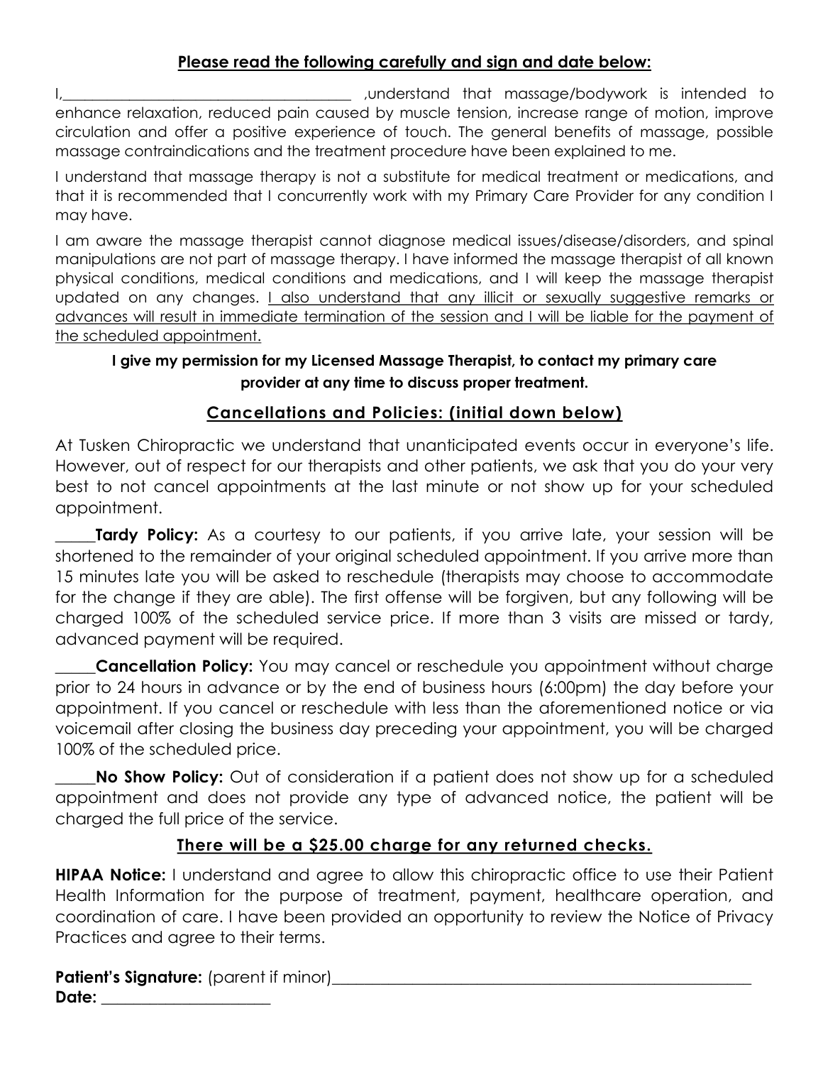## **Please read the following carefully and sign and date below:**

I,______________________________________ ,understand that massage/bodywork is intended to enhance relaxation, reduced pain caused by muscle tension, increase range of motion, improve circulation and offer a positive experience of touch. The general benefits of massage, possible massage contraindications and the treatment procedure have been explained to me.

I understand that massage therapy is not a substitute for medical treatment or medications, and that it is recommended that I concurrently work with my Primary Care Provider for any condition I may have.

I am aware the massage therapist cannot diagnose medical issues/disease/disorders, and spinal manipulations are not part of massage therapy. I have informed the massage therapist of all known physical conditions, medical conditions and medications, and I will keep the massage therapist updated on any changes. <u>I also understand that any illicit or sexually suggestive remarks or advances will result in immediate termination of the session and I will be liable for the payment of the scheduled appointment.</u>

**I give my permission for my Licensed Massage Therapist, to contact my primary care provider at any time to discuss proper treatment.**

## **Cancellations and Policies: (initial down below)**

At Tusken Chiropractic we understand that unanticipated events occur in everyone's life. However, out of respect for our therapists and other patients, we ask that you do your very best to not cancel appointments at the last minute or not show up for your scheduled appointment.

_____**Tardy Policy:** As a courtesy to our patients, if you arrive late, your session will be shortened to the remainder of your original scheduled appointment. If you arrive more than 15 minutes late you will be asked to reschedule (therapists may choose to accommodate for the change if they are able). The first offense will be forgiven, but any following will be charged 100% of the scheduled service price. If more than 3 visits are missed or tardy, advanced payment will be required.

_____**Cancellation Policy:** You may cancel or reschedule you appointment without charge prior to 24 hours in advance or by the end of business hours (6:00pm) the day before your appointment. If you cancel or reschedule with less than the aforementioned notice or via voicemail after closing the business day preceding your appointment, you will be charged 100% of the scheduled price.

_____**No Show Policy:** Out of consideration if a patient does not show up for a scheduled appointment and does not provide any type of advanced notice, the patient will be charged the full price of the service.

**<u>There will be a $25.00 charge for any returned checks.</u>**

**HIPAA Notice:** I understand and agree to allow this chiropractic office to use their Patient Health Information for the purpose of treatment, payment, healthcare operation, and coordination of care. I have been provided an opportunity to review the Notice of Privacy Practices and agree to their terms.

**Patient's Signature:** (parent if minor)______________________________________________________

**Date:** _____________________